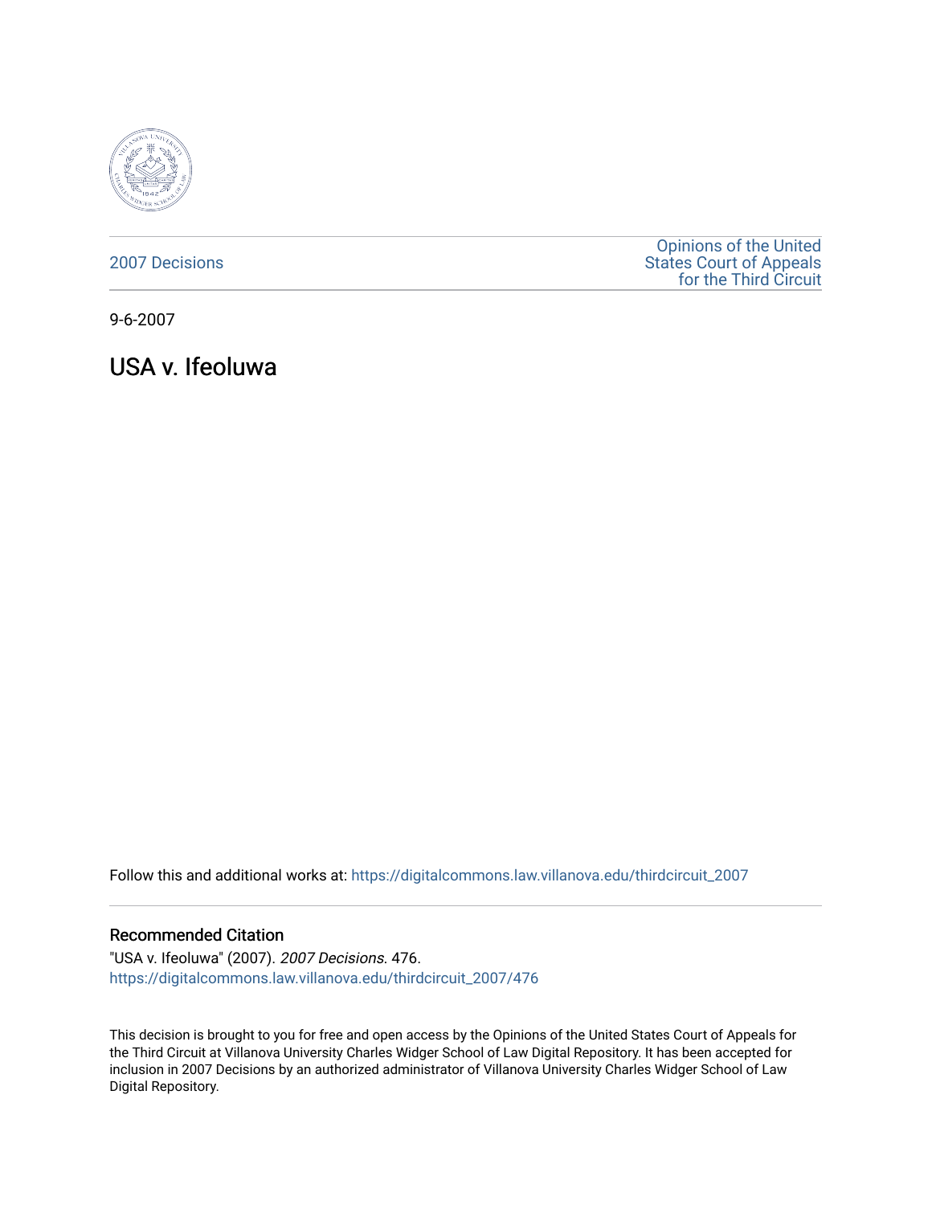2007 Decisions

Opinions of the United States Court of Appeals for the Third Circuit

9-6-2007

# USA v. Ifeoluwa

Follow this and additional works at: https://digitalcommons.law.villanova.edu/thirdcircuit_2007

### Recommended Citation

"USA v. Ifeoluwa" (2007). *2007 Decisions*. 476.
https://digitalcommons.law.villanova.edu/thirdcircuit_2007/476

This decision is brought to you for free and open access by the Opinions of the United States Court of Appeals for the Third Circuit at Villanova University Charles Widger School of Law Digital Repository. It has been accepted for inclusion in 2007 Decisions by an authorized administrator of Villanova University Charles Widger School of Law Digital Repository.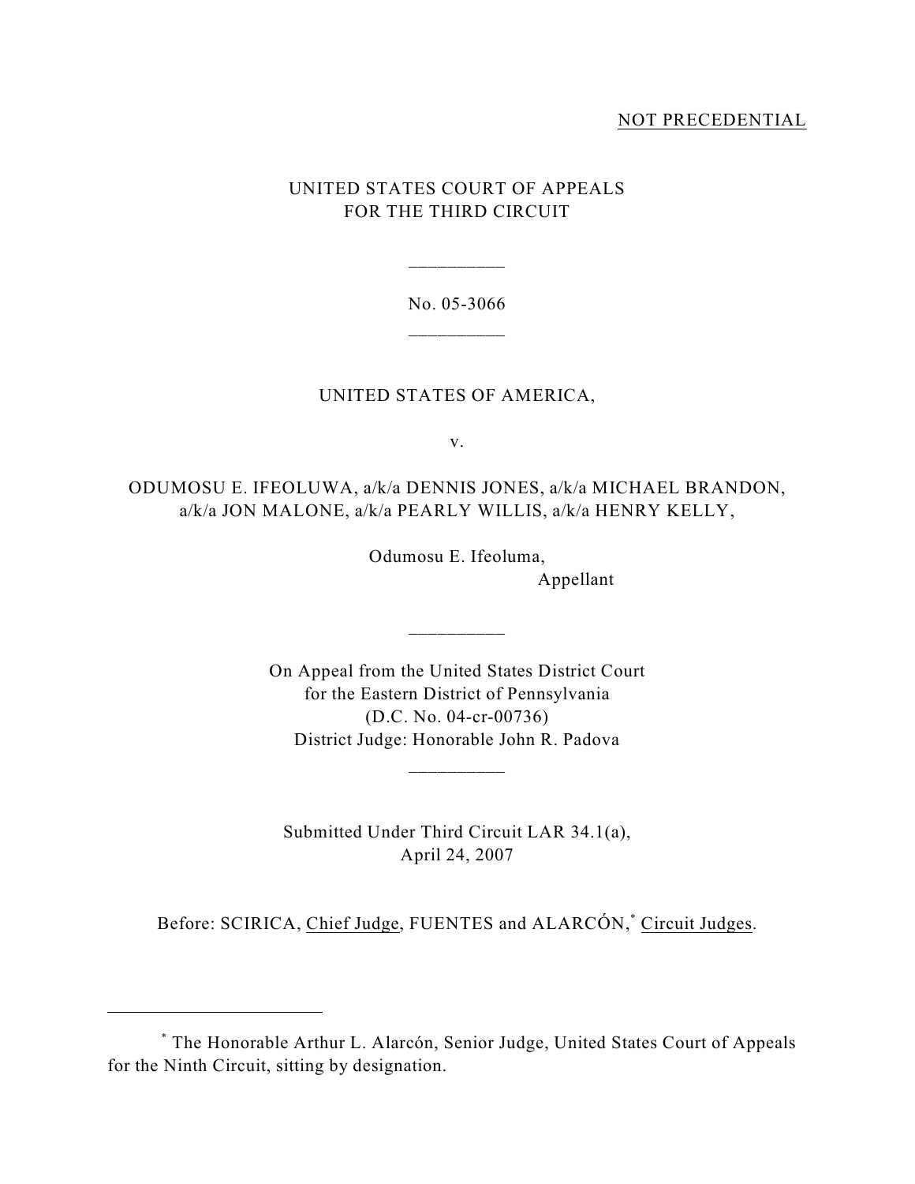NOT PRECEDENTIAL

UNITED STATES COURT OF APPEALS
FOR THE THIRD CIRCUIT

\_\_\_\_\_\_\_\_\_\_

No. 05-3066

\_\_\_\_\_\_\_\_\_\_

UNITED STATES OF AMERICA,

v.

ODUMOSU E. IFEOLUWA, a/k/a DENNIS JONES, a/k/a MICHAEL BRANDON, a/k/a JON MALONE, a/k/a PEARLY WILLIS, a/k/a HENRY KELLY,

Odumosu E. Ifeoluma,
Appellant

\_\_\_\_\_\_\_\_\_\_

On Appeal from the United States District Court
for the Eastern District of Pennsylvania
(D.C. No. 04-cr-00736)
District Judge: Honorable John R. Padova

\_\_\_\_\_\_\_\_\_\_

Submitted Under Third Circuit LAR 34.1(a),
April 24, 2007

Before: SCIRICA, Chief Judge, FUENTES and ALARCÓN,[*] Circuit Judges.

---

[*] The Honorable Arthur L. Alarcón, Senior Judge, United States Court of Appeals for the Ninth Circuit, sitting by designation.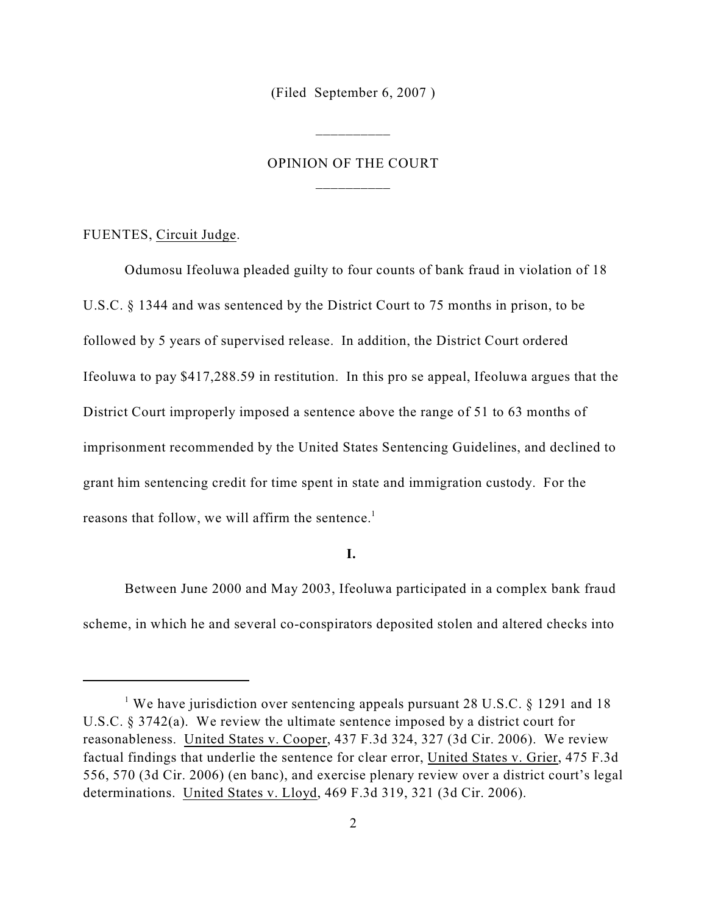(Filed September 6, 2007 )

---

OPINION OF THE COURT

---

FUENTES, Circuit Judge.

Odumosu Ifeoluwa pleaded guilty to four counts of bank fraud in violation of 18 U.S.C. § 1344 and was sentenced by the District Court to 75 months in prison, to be followed by 5 years of supervised release. In addition, the District Court ordered Ifeoluwa to pay $417,288.59 in restitution. In this pro se appeal, Ifeoluwa argues that the District Court improperly imposed a sentence above the range of 51 to 63 months of imprisonment recommended by the United States Sentencing Guidelines, and declined to grant him sentencing credit for time spent in state and immigration custody. For the reasons that follow, we will affirm the sentence.[1]

**I.**

Between June 2000 and May 2003, Ifeoluwa participated in a complex bank fraud scheme, in which he and several co-conspirators deposited stolen and altered checks into

---

[1] We have jurisdiction over sentencing appeals pursuant 28 U.S.C. § 1291 and 18 U.S.C. § 3742(a). We review the ultimate sentence imposed by a district court for reasonableness. United States v. Cooper, 437 F.3d 324, 327 (3d Cir. 2006). We review factual findings that underlie the sentence for clear error, United States v. Grier, 475 F.3d 556, 570 (3d Cir. 2006) (en banc), and exercise plenary review over a district court's legal determinations. United States v. Lloyd, 469 F.3d 319, 321 (3d Cir. 2006).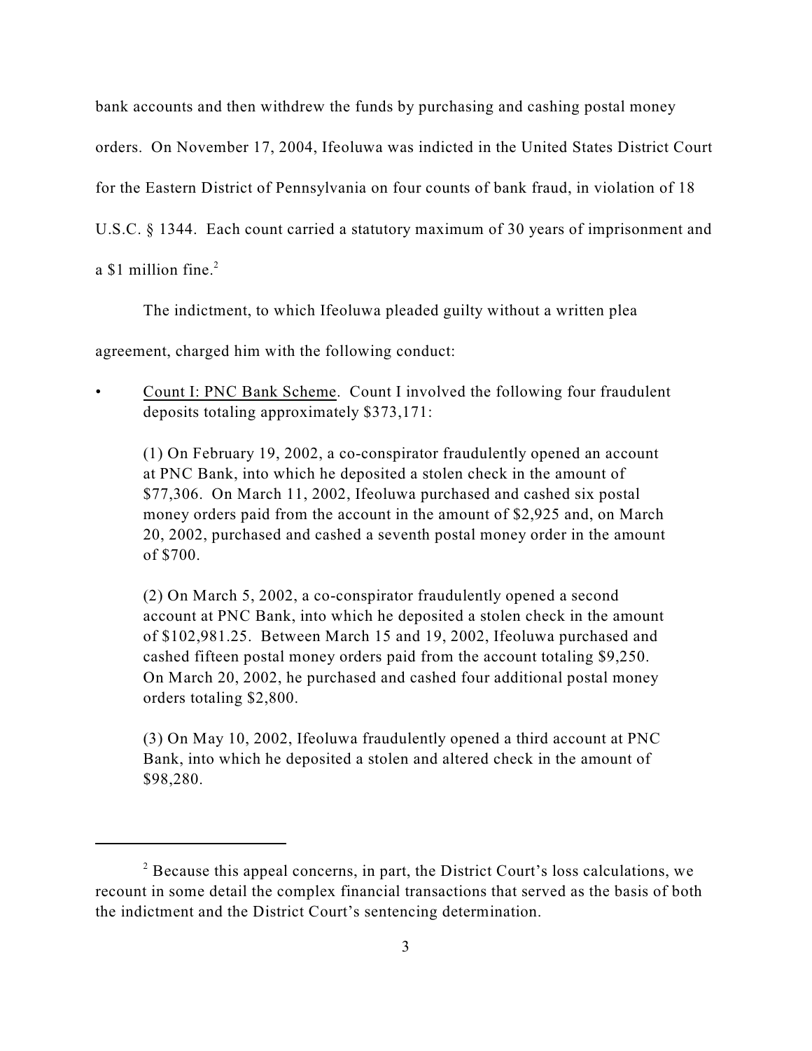bank accounts and then withdrew the funds by purchasing and cashing postal money orders. On November 17, 2004, Ifeoluwa was indicted in the United States District Court for the Eastern District of Pennsylvania on four counts of bank fraud, in violation of 18 U.S.C. § 1344. Each count carried a statutory maximum of 30 years of imprisonment and a $1 million fine.[2]

The indictment, to which Ifeoluwa pleaded guilty without a written plea agreement, charged him with the following conduct:

- Count I: PNC Bank Scheme. Count I involved the following four fraudulent deposits totaling approximately $373,171:

  (1) On February 19, 2002, a co-conspirator fraudulently opened an account at PNC Bank, into which he deposited a stolen check in the amount of $77,306. On March 11, 2002, Ifeoluwa purchased and cashed six postal money orders paid from the account in the amount of $2,925 and, on March 20, 2002, purchased and cashed a seventh postal money order in the amount of $700.

  (2) On March 5, 2002, a co-conspirator fraudulently opened a second account at PNC Bank, into which he deposited a stolen check in the amount of $102,981.25. Between March 15 and 19, 2002, Ifeoluwa purchased and cashed fifteen postal money orders paid from the account totaling $9,250. On March 20, 2002, he purchased and cashed four additional postal money orders totaling $2,800.

  (3) On May 10, 2002, Ifeoluwa fraudulently opened a third account at PNC Bank, into which he deposited a stolen and altered check in the amount of $98,280.

---

[2] Because this appeal concerns, in part, the District Court's loss calculations, we recount in some detail the complex financial transactions that served as the basis of both the indictment and the District Court's sentencing determination.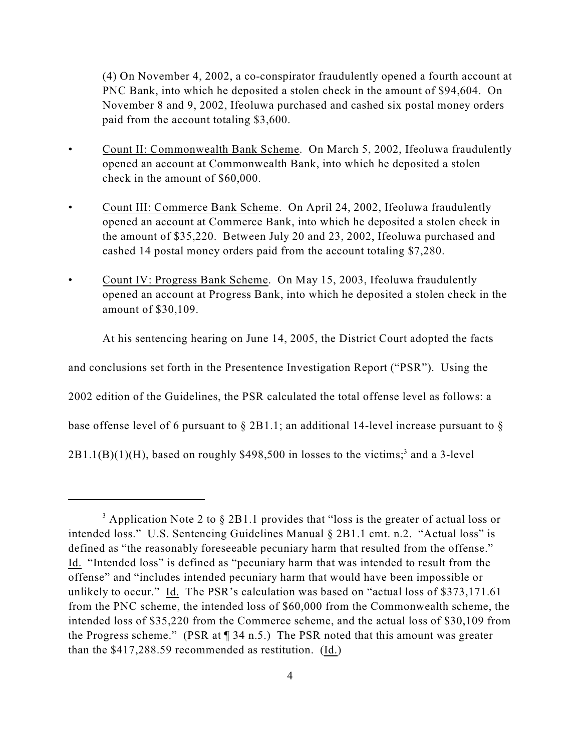(4) On November 4, 2002, a co-conspirator fraudulently opened a fourth account at PNC Bank, into which he deposited a stolen check in the amount of $94,604. On November 8 and 9, 2002, Ifeoluwa purchased and cashed six postal money orders paid from the account totaling $3,600.

- Count II: Commonwealth Bank Scheme. On March 5, 2002, Ifeoluwa fraudulently opened an account at Commonwealth Bank, into which he deposited a stolen check in the amount of $60,000.
- Count III: Commerce Bank Scheme. On April 24, 2002, Ifeoluwa fraudulently opened an account at Commerce Bank, into which he deposited a stolen check in the amount of $35,220. Between July 20 and 23, 2002, Ifeoluwa purchased and cashed 14 postal money orders paid from the account totaling $7,280.
- Count IV: Progress Bank Scheme. On May 15, 2003, Ifeoluwa fraudulently opened an account at Progress Bank, into which he deposited a stolen check in the amount of $30,109.

At his sentencing hearing on June 14, 2005, the District Court adopted the facts and conclusions set forth in the Presentence Investigation Report ("PSR"). Using the 2002 edition of the Guidelines, the PSR calculated the total offense level as follows: a base offense level of 6 pursuant to § 2B1.1; an additional 14-level increase pursuant to § 2B1.1(B)(1)(H), based on roughly $498,500 in losses to the victims;[3] and a 3-level

---

[3] Application Note 2 to § 2B1.1 provides that "loss is the greater of actual loss or intended loss." U.S. Sentencing Guidelines Manual § 2B1.1 cmt. n.2. "Actual loss" is defined as "the reasonably foreseeable pecuniary harm that resulted from the offense." Id. "Intended loss" is defined as "pecuniary harm that was intended to result from the offense" and "includes intended pecuniary harm that would have been impossible or unlikely to occur." Id. The PSR's calculation was based on "actual loss of $373,171.61 from the PNC scheme, the intended loss of $60,000 from the Commonwealth scheme, the intended loss of $35,220 from the Commerce scheme, and the actual loss of $30,109 from the Progress scheme." (PSR at ¶ 34 n.5.) The PSR noted that this amount was greater than the $417,288.59 recommended as restitution. (Id.)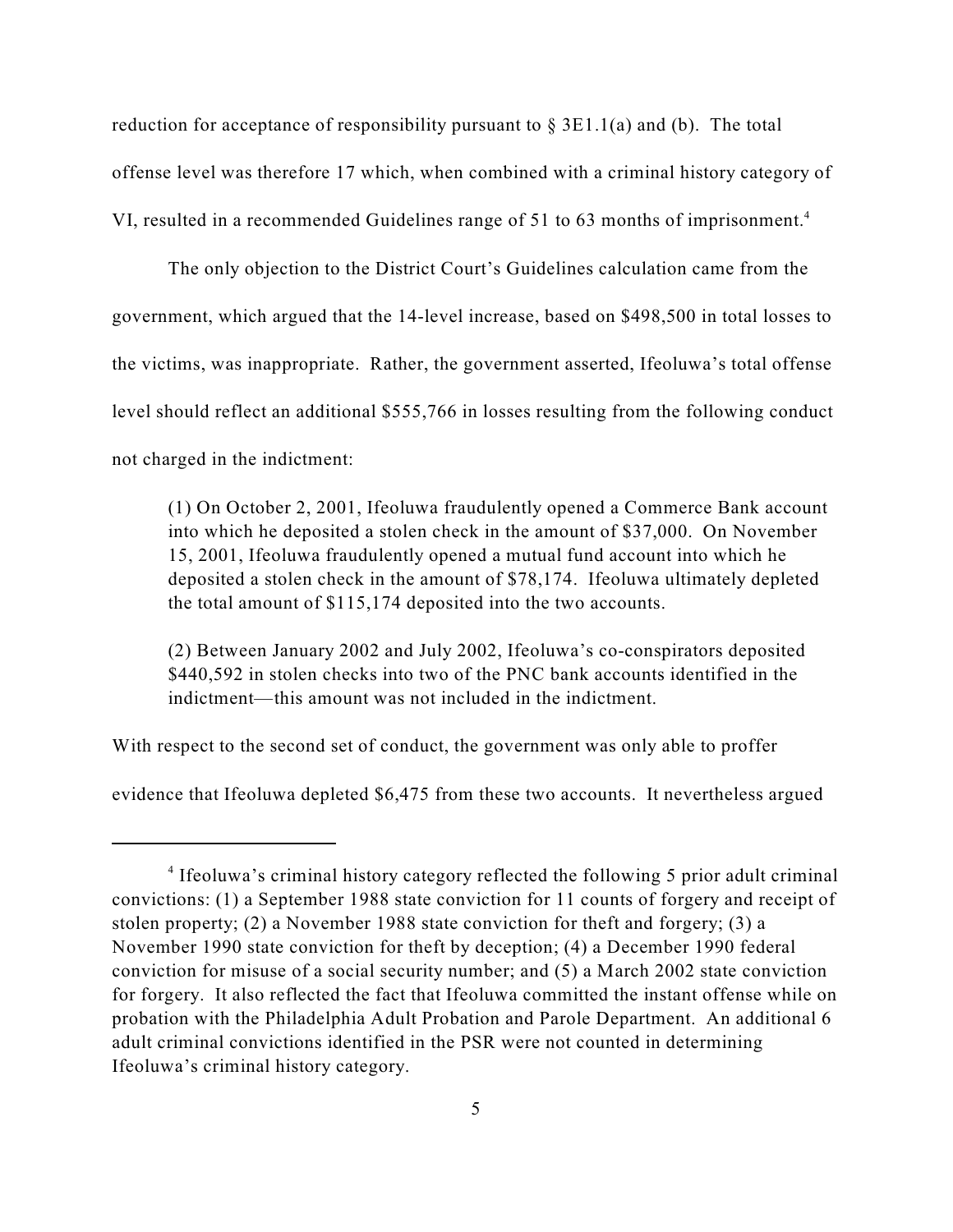reduction for acceptance of responsibility pursuant to § 3E1.1(a) and (b). The total offense level was therefore 17 which, when combined with a criminal history category of VI, resulted in a recommended Guidelines range of 51 to 63 months of imprisonment.[4]

The only objection to the District Court's Guidelines calculation came from the government, which argued that the 14-level increase, based on $498,500 in total losses to the victims, was inappropriate. Rather, the government asserted, Ifeoluwa's total offense level should reflect an additional $555,766 in losses resulting from the following conduct not charged in the indictment:

> (1) On October 2, 2001, Ifeoluwa fraudulently opened a Commerce Bank account into which he deposited a stolen check in the amount of $37,000. On November 15, 2001, Ifeoluwa fraudulently opened a mutual fund account into which he deposited a stolen check in the amount of $78,174. Ifeoluwa ultimately depleted the total amount of $115,174 deposited into the two accounts.
>
> (2) Between January 2002 and July 2002, Ifeoluwa's co-conspirators deposited $440,592 in stolen checks into two of the PNC bank accounts identified in the indictment—this amount was not included in the indictment.

With respect to the second set of conduct, the government was only able to proffer evidence that Ifeoluwa depleted $6,475 from these two accounts. It nevertheless argued

---

[4] Ifeoluwa's criminal history category reflected the following 5 prior adult criminal convictions: (1) a September 1988 state conviction for 11 counts of forgery and receipt of stolen property; (2) a November 1988 state conviction for theft and forgery; (3) a November 1990 state conviction for theft by deception; (4) a December 1990 federal conviction for misuse of a social security number; and (5) a March 2002 state conviction for forgery. It also reflected the fact that Ifeoluwa committed the instant offense while on probation with the Philadelphia Adult Probation and Parole Department. An additional 6 adult criminal convictions identified in the PSR were not counted in determining Ifeoluwa's criminal history category.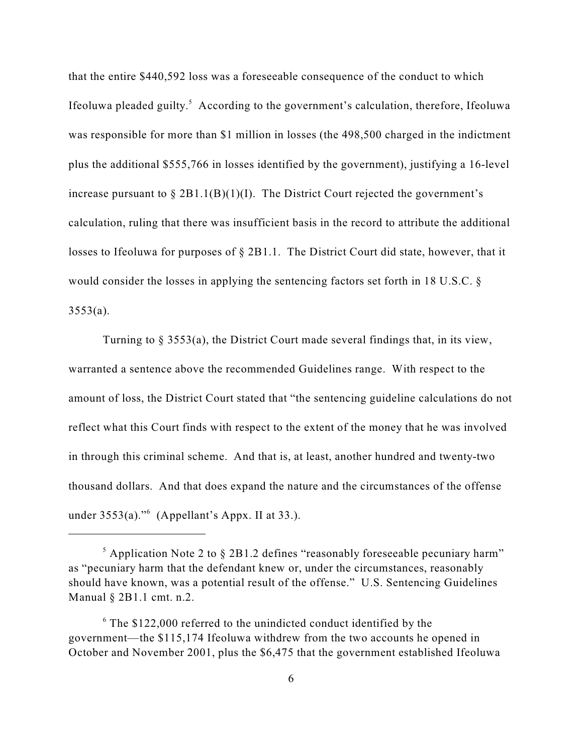that the entire $440,592 loss was a foreseeable consequence of the conduct to which Ifeoluwa pleaded guilty.[5] According to the government's calculation, therefore, Ifeoluwa was responsible for more than $1 million in losses (the 498,500 charged in the indictment plus the additional $555,766 in losses identified by the government), justifying a 16-level increase pursuant to § 2B1.1(B)(1)(I). The District Court rejected the government's calculation, ruling that there was insufficient basis in the record to attribute the additional losses to Ifeoluwa for purposes of § 2B1.1. The District Court did state, however, that it would consider the losses in applying the sentencing factors set forth in 18 U.S.C. § 3553(a).

Turning to § 3553(a), the District Court made several findings that, in its view, warranted a sentence above the recommended Guidelines range. With respect to the amount of loss, the District Court stated that "the sentencing guideline calculations do not reflect what this Court finds with respect to the extent of the money that he was involved in through this criminal scheme. And that is, at least, another hundred and twenty-two thousand dollars. And that does expand the nature and the circumstances of the offense under 3553(a)."[6] (Appellant's Appx. II at 33.).

---

[5] Application Note 2 to § 2B1.2 defines "reasonably foreseeable pecuniary harm" as "pecuniary harm that the defendant knew or, under the circumstances, reasonably should have known, was a potential result of the offense." U.S. Sentencing Guidelines Manual § 2B1.1 cmt. n.2.

[6] The $122,000 referred to the unindicted conduct identified by the government—the $115,174 Ifeoluwa withdrew from the two accounts he opened in October and November 2001, plus the $6,475 that the government established Ifeoluwa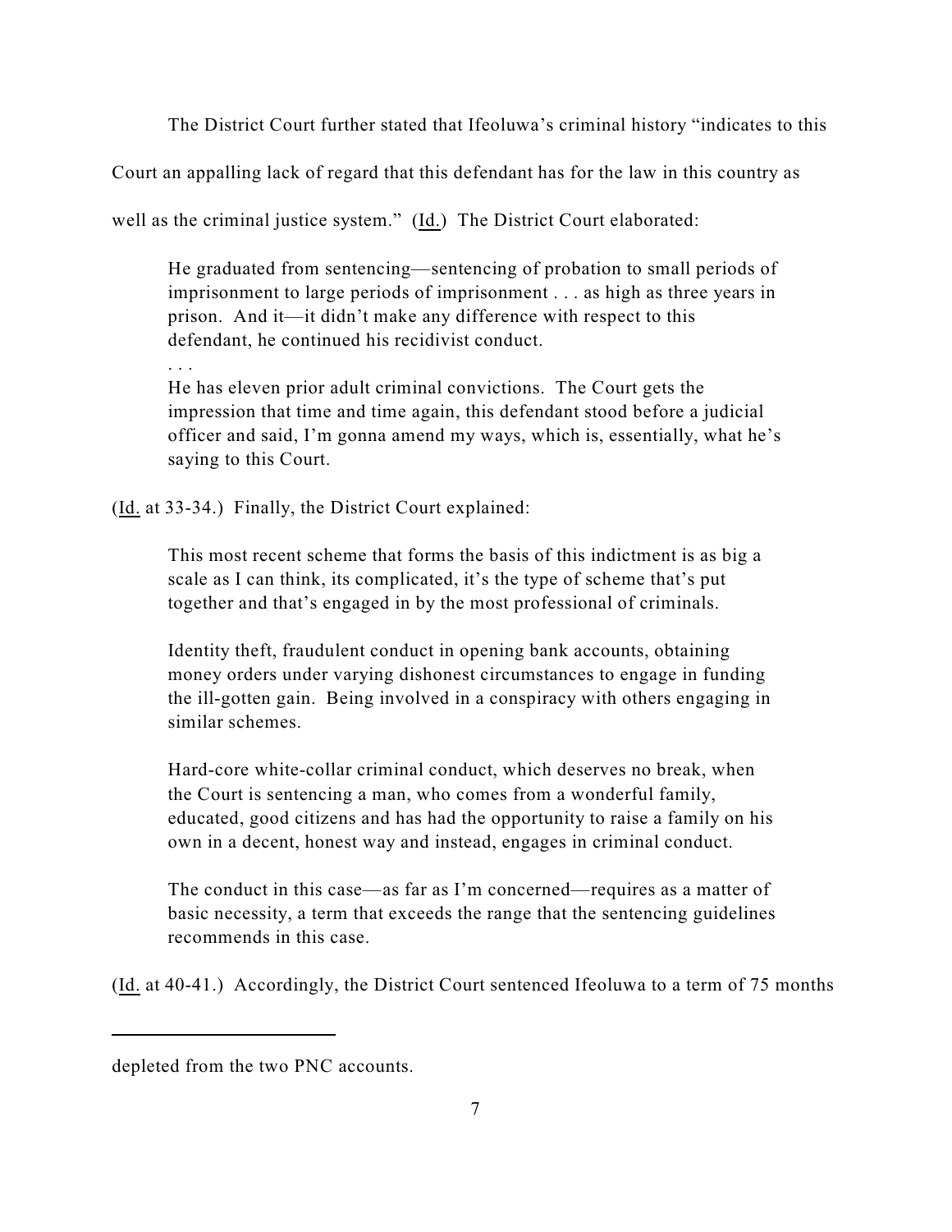The District Court further stated that Ifeoluwa's criminal history "indicates to this Court an appalling lack of regard that this defendant has for the law in this country as well as the criminal justice system." (Id.) The District Court elaborated:

> He graduated from sentencing—sentencing of probation to small periods of imprisonment to large periods of imprisonment . . . as high as three years in prison. And it—it didn't make any difference with respect to this defendant, he continued his recidivist conduct.
>
> . . .
>
> He has eleven prior adult criminal convictions. The Court gets the impression that time and time again, this defendant stood before a judicial officer and said, I'm gonna amend my ways, which is, essentially, what he's saying to this Court.

(Id. at 33-34.) Finally, the District Court explained:

> This most recent scheme that forms the basis of this indictment is as big a scale as I can think, its complicated, it's the type of scheme that's put together and that's engaged in by the most professional of criminals.
>
> Identity theft, fraudulent conduct in opening bank accounts, obtaining money orders under varying dishonest circumstances to engage in funding the ill-gotten gain. Being involved in a conspiracy with others engaging in similar schemes.
>
> Hard-core white-collar criminal conduct, which deserves no break, when the Court is sentencing a man, who comes from a wonderful family, educated, good citizens and has had the opportunity to raise a family on his own in a decent, honest way and instead, engages in criminal conduct.
>
> The conduct in this case—as far as I'm concerned—requires as a matter of basic necessity, a term that exceeds the range that the sentencing guidelines recommends in this case.

(Id. at 40-41.) Accordingly, the District Court sentenced Ifeoluwa to a term of 75 months

---

depleted from the two PNC accounts.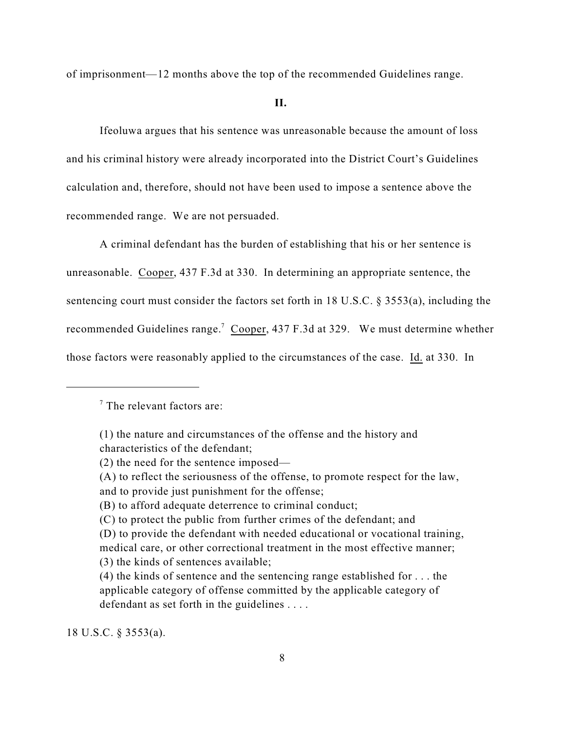of imprisonment—12 months above the top of the recommended Guidelines range.

**II.**

Ifeoluwa argues that his sentence was unreasonable because the amount of loss and his criminal history were already incorporated into the District Court's Guidelines calculation and, therefore, should not have been used to impose a sentence above the recommended range. We are not persuaded.

A criminal defendant has the burden of establishing that his or her sentence is unreasonable. Cooper, 437 F.3d at 330. In determining an appropriate sentence, the sentencing court must consider the factors set forth in 18 U.S.C. § 3553(a), including the recommended Guidelines range.[7] Cooper, 437 F.3d at 329. We must determine whether those factors were reasonably applied to the circumstances of the case. Id. at 330. In

---

[7] The relevant factors are:

> (1) the nature and circumstances of the offense and the history and characteristics of the defendant;
> (2) the need for the sentence imposed—
> (A) to reflect the seriousness of the offense, to promote respect for the law, and to provide just punishment for the offense;
> (B) to afford adequate deterrence to criminal conduct;
> (C) to protect the public from further crimes of the defendant; and
> (D) to provide the defendant with needed educational or vocational training, medical care, or other correctional treatment in the most effective manner;
> (3) the kinds of sentences available;
> (4) the kinds of sentence and the sentencing range established for . . . the applicable category of offense committed by the applicable category of defendant as set forth in the guidelines . . . .

18 U.S.C. § 3553(a).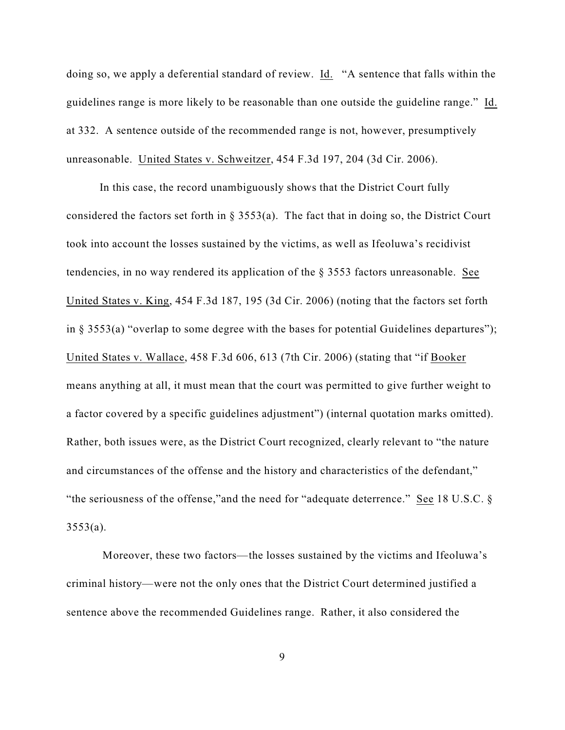doing so, we apply a deferential standard of review. Id. "A sentence that falls within the guidelines range is more likely to be reasonable than one outside the guideline range." Id. at 332. A sentence outside of the recommended range is not, however, presumptively unreasonable. United States v. Schweitzer, 454 F.3d 197, 204 (3d Cir. 2006).

In this case, the record unambiguously shows that the District Court fully considered the factors set forth in § 3553(a). The fact that in doing so, the District Court took into account the losses sustained by the victims, as well as Ifeoluwa's recidivist tendencies, in no way rendered its application of the § 3553 factors unreasonable. See United States v. King, 454 F.3d 187, 195 (3d Cir. 2006) (noting that the factors set forth in § 3553(a) "overlap to some degree with the bases for potential Guidelines departures"); United States v. Wallace, 458 F.3d 606, 613 (7th Cir. 2006) (stating that "if Booker means anything at all, it must mean that the court was permitted to give further weight to a factor covered by a specific guidelines adjustment") (internal quotation marks omitted). Rather, both issues were, as the District Court recognized, clearly relevant to "the nature and circumstances of the offense and the history and characteristics of the defendant," "the seriousness of the offense,"and the need for "adequate deterrence." See 18 U.S.C. § 3553(a).

Moreover, these two factors—the losses sustained by the victims and Ifeoluwa's criminal history—were not the only ones that the District Court determined justified a sentence above the recommended Guidelines range. Rather, it also considered the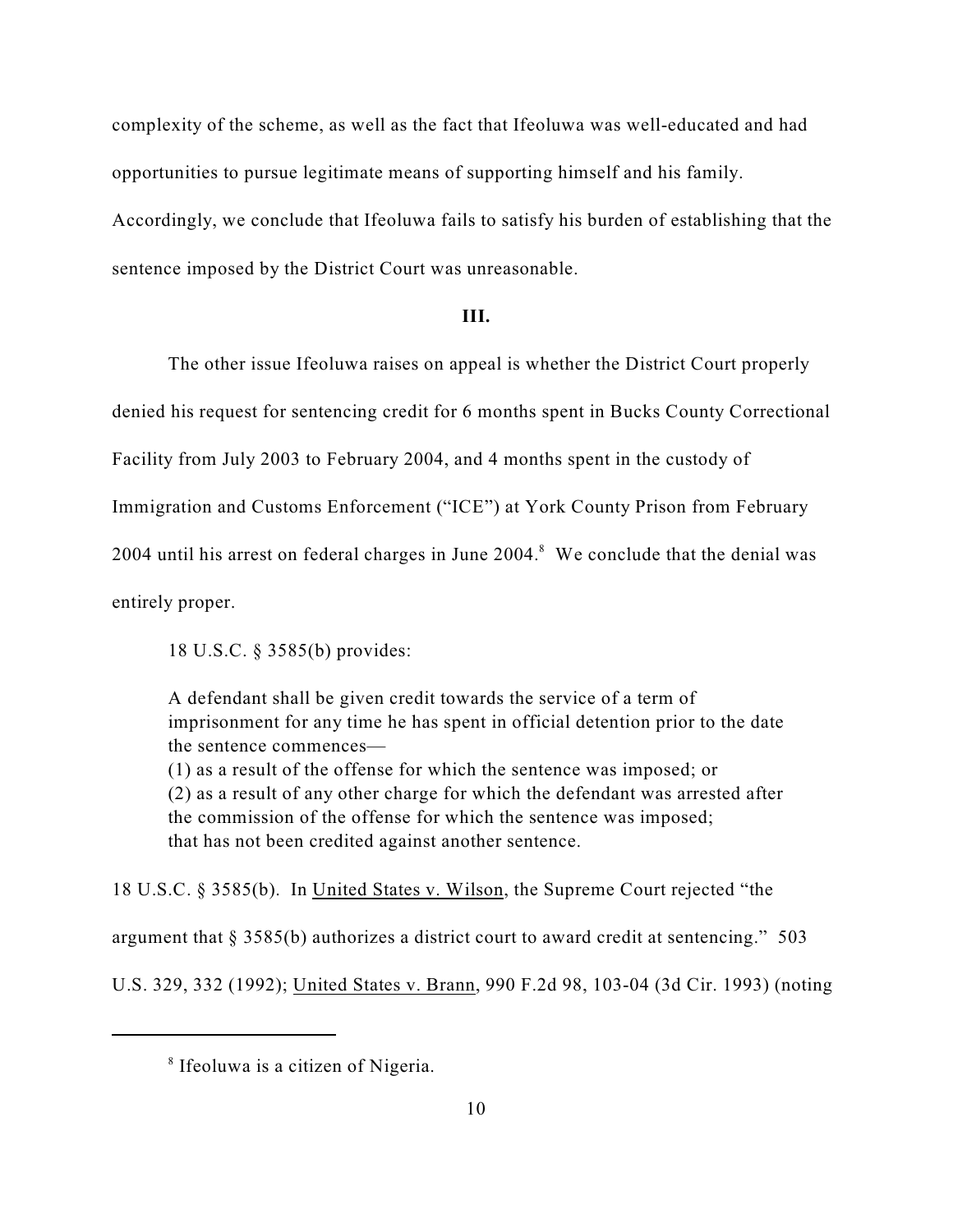complexity of the scheme, as well as the fact that Ifeoluwa was well-educated and had opportunities to pursue legitimate means of supporting himself and his family. Accordingly, we conclude that Ifeoluwa fails to satisfy his burden of establishing that the sentence imposed by the District Court was unreasonable.

## III.

The other issue Ifeoluwa raises on appeal is whether the District Court properly denied his request for sentencing credit for 6 months spent in Bucks County Correctional Facility from July 2003 to February 2004, and 4 months spent in the custody of Immigration and Customs Enforcement ("ICE") at York County Prison from February 2004 until his arrest on federal charges in June 2004.[8] We conclude that the denial was entirely proper.

18 U.S.C. § 3585(b) provides:

> A defendant shall be given credit towards the service of a term of imprisonment for any time he has spent in official detention prior to the date the sentence commences—
> (1) as a result of the offense for which the sentence was imposed; or
> (2) as a result of any other charge for which the defendant was arrested after the commission of the offense for which the sentence was imposed;
> that has not been credited against another sentence.

18 U.S.C. § 3585(b). In United States v. Wilson, the Supreme Court rejected "the argument that § 3585(b) authorizes a district court to award credit at sentencing." 503 U.S. 329, 332 (1992); United States v. Brann, 990 F.2d 98, 103-04 (3d Cir. 1993) (noting

---

[8] Ifeoluwa is a citizen of Nigeria.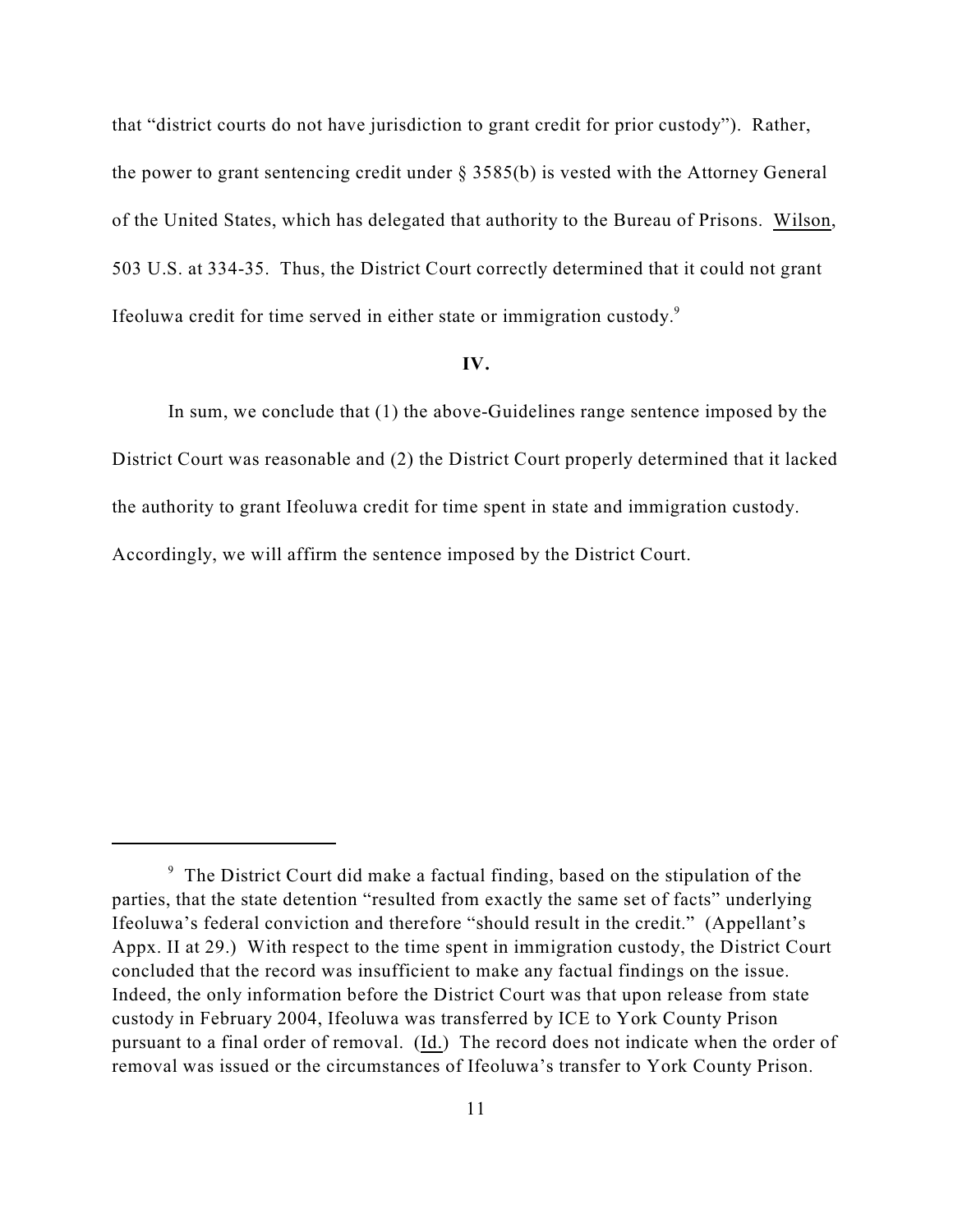that "district courts do not have jurisdiction to grant credit for prior custody"). Rather, the power to grant sentencing credit under § 3585(b) is vested with the Attorney General of the United States, which has delegated that authority to the Bureau of Prisons. Wilson, 503 U.S. at 334-35. Thus, the District Court correctly determined that it could not grant Ifeoluwa credit for time served in either state or immigration custody.[9]

**IV.**

In sum, we conclude that (1) the above-Guidelines range sentence imposed by the District Court was reasonable and (2) the District Court properly determined that it lacked the authority to grant Ifeoluwa credit for time spent in state and immigration custody. Accordingly, we will affirm the sentence imposed by the District Court.

---

[9] The District Court did make a factual finding, based on the stipulation of the parties, that the state detention "resulted from exactly the same set of facts" underlying Ifeoluwa's federal conviction and therefore "should result in the credit." (Appellant's Appx. II at 29.) With respect to the time spent in immigration custody, the District Court concluded that the record was insufficient to make any factual findings on the issue. Indeed, the only information before the District Court was that upon release from state custody in February 2004, Ifeoluwa was transferred by ICE to York County Prison pursuant to a final order of removal. (Id.) The record does not indicate when the order of removal was issued or the circumstances of Ifeoluwa's transfer to York County Prison.